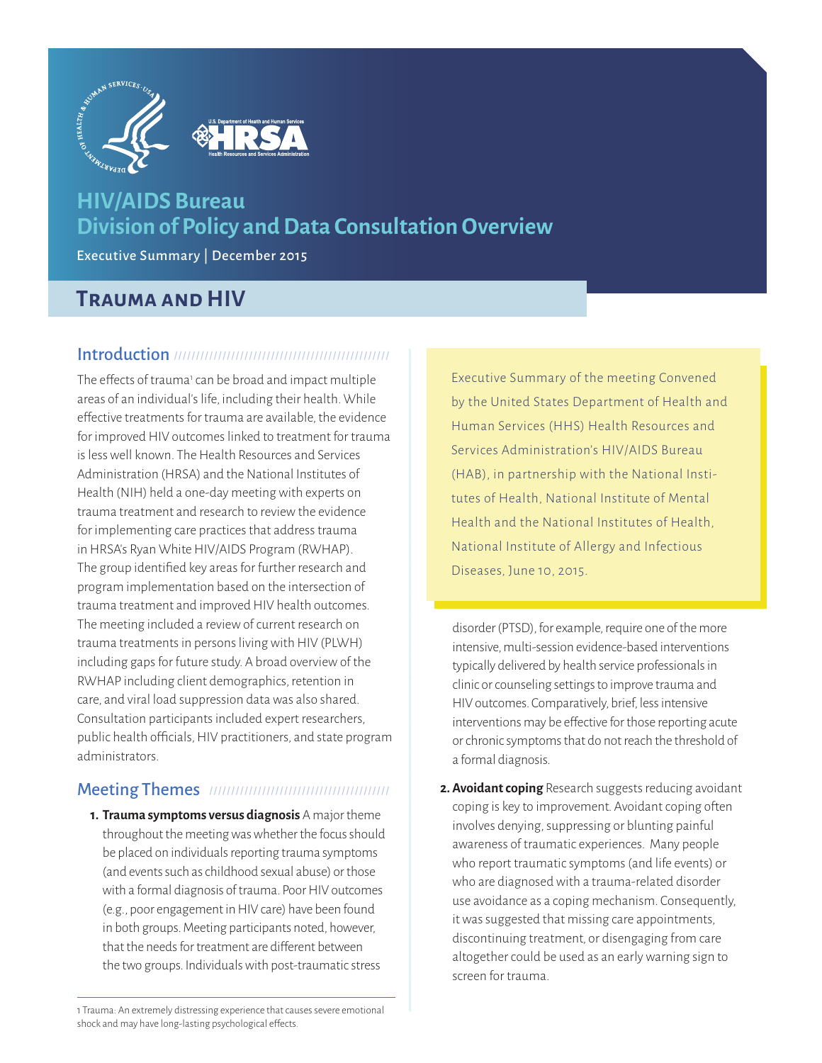# HIV/AIDS Bureau Division of Policy and Data Consultation Overview

Executive Summary | December 2015

## Trauma and HIV

> Executive Summary of the meeting Convened by the United States Department of Health and Human Services (HHS) Health Resources and Services Administration's HIV/AIDS Bureau (HAB), in partnership with the National Institutes of Health, National Institute of Mental Health and the National Institutes of Health, National Institute of Allergy and Infectious Diseases, June 10, 2015.

### Introduction

The effects of trauma[1] can be broad and impact multiple areas of an individual's life, including their health. While effective treatments for trauma are available, the evidence for improved HIV outcomes linked to treatment for trauma is less well known. The Health Resources and Services Administration (HRSA) and the National Institutes of Health (NIH) held a one-day meeting with experts on trauma treatment and research to review the evidence for implementing care practices that address trauma in HRSA's Ryan White HIV/AIDS Program (RWHAP). The group identified key areas for further research and program implementation based on the intersection of trauma treatment and improved HIV health outcomes. The meeting included a review of current research on trauma treatments in persons living with HIV (PLWH) including gaps for future study. A broad overview of the RWHAP including client demographics, retention in care, and viral load suppression data was also shared. Consultation participants included expert researchers, public health officials, HIV practitioners, and state program administrators.

### Meeting Themes

1. **Trauma symptoms versus diagnosis** A major theme throughout the meeting was whether the focus should be placed on individuals reporting trauma symptoms (and events such as childhood sexual abuse) or those with a formal diagnosis of trauma. Poor HIV outcomes (e.g., poor engagement in HIV care) have been found in both groups. Meeting participants noted, however, that the needs for treatment are different between the two groups. Individuals with post-traumatic stress disorder (PTSD), for example, require one of the more intensive, multi-session evidence-based interventions typically delivered by health service professionals in clinic or counseling settings to improve trauma and HIV outcomes. Comparatively, brief, less intensive interventions may be effective for those reporting acute or chronic symptoms that do not reach the threshold of a formal diagnosis.

2. **Avoidant coping** Research suggests reducing avoidant coping is key to improvement. Avoidant coping often involves denying, suppressing or blunting painful awareness of traumatic experiences. Many people who report traumatic symptoms (and life events) or who are diagnosed with a trauma-related disorder use avoidance as a coping mechanism. Consequently, it was suggested that missing care appointments, discontinuing treatment, or disengaging from care altogether could be used as an early warning sign to screen for trauma.

---

1 Trauma: An extremely distressing experience that causes severe emotional shock and may have long-lasting psychological effects.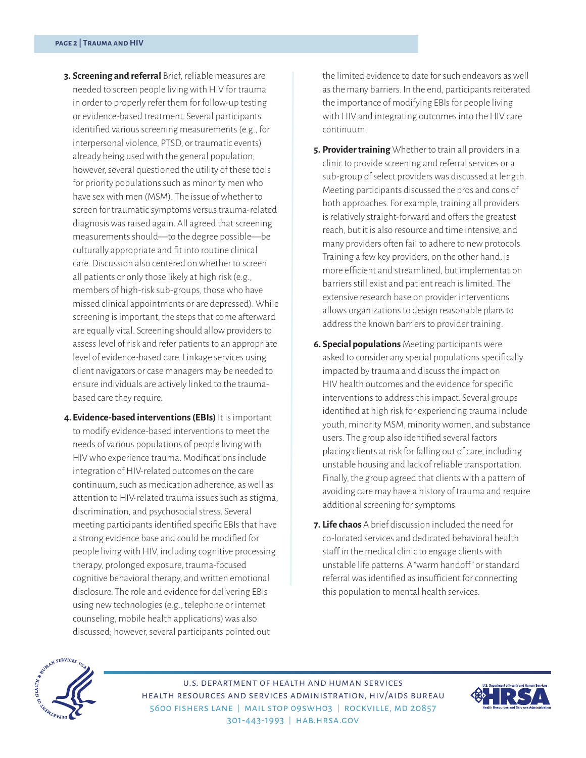3. **Screening and referral** Brief, reliable measures are needed to screen people living with HIV for trauma in order to properly refer them for follow-up testing or evidence-based treatment. Several participants identified various screening measurements (e.g., for interpersonal violence, PTSD, or traumatic events) already being used with the general population; however, several questioned the utility of these tools for priority populations such as minority men who have sex with men (MSM). The issue of whether to screen for traumatic symptoms versus trauma-related diagnosis was raised again. All agreed that screening measurements should—to the degree possible—be culturally appropriate and fit into routine clinical care. Discussion also centered on whether to screen all patients or only those likely at high risk (e.g., members of high-risk sub-groups, those who have missed clinical appointments or are depressed). While screening is important, the steps that come afterward are equally vital. Screening should allow providers to assess level of risk and refer patients to an appropriate level of evidence-based care. Linkage services using client navigators or case managers may be needed to ensure individuals are actively linked to the trauma-based care they require.

4. **Evidence-based interventions (EBIs)** It is important to modify evidence-based interventions to meet the needs of various populations of people living with HIV who experience trauma. Modifications include integration of HIV-related outcomes on the care continuum, such as medication adherence, as well as attention to HIV-related trauma issues such as stigma, discrimination, and psychosocial stress. Several meeting participants identified specific EBIs that have a strong evidence base and could be modified for people living with HIV, including cognitive processing therapy, prolonged exposure, trauma-focused cognitive behavioral therapy, and written emotional disclosure. The role and evidence for delivering EBIs using new technologies (e.g., telephone or internet counseling, mobile health applications) was also discussed; however, several participants pointed out the limited evidence to date for such endeavors as well as the many barriers. In the end, participants reiterated the importance of modifying EBIs for people living with HIV and integrating outcomes into the HIV care continuum.

5. **Provider training** Whether to train all providers in a clinic to provide screening and referral services or a sub-group of select providers was discussed at length. Meeting participants discussed the pros and cons of both approaches. For example, training all providers is relatively straight-forward and offers the greatest reach, but it is also resource and time intensive, and many providers often fail to adhere to new protocols. Training a few key providers, on the other hand, is more efficient and streamlined, but implementation barriers still exist and patient reach is limited. The extensive research base on provider interventions allows organizations to design reasonable plans to address the known barriers to provider training.

6. **Special populations** Meeting participants were asked to consider any special populations specifically impacted by trauma and discuss the impact on HIV health outcomes and the evidence for specific interventions to address this impact. Several groups identified at high risk for experiencing trauma include youth, minority MSM, minority women, and substance users. The group also identified several factors placing clients at risk for falling out of care, including unstable housing and lack of reliable transportation. Finally, the group agreed that clients with a pattern of avoiding care may have a history of trauma and require additional screening for symptoms.

7. **Life chaos** A brief discussion included the need for co-located services and dedicated behavioral health staff in the medical clinic to engage clients with unstable life patterns. A "warm handoff" or standard referral was identified as insufficient for connecting this population to mental health services.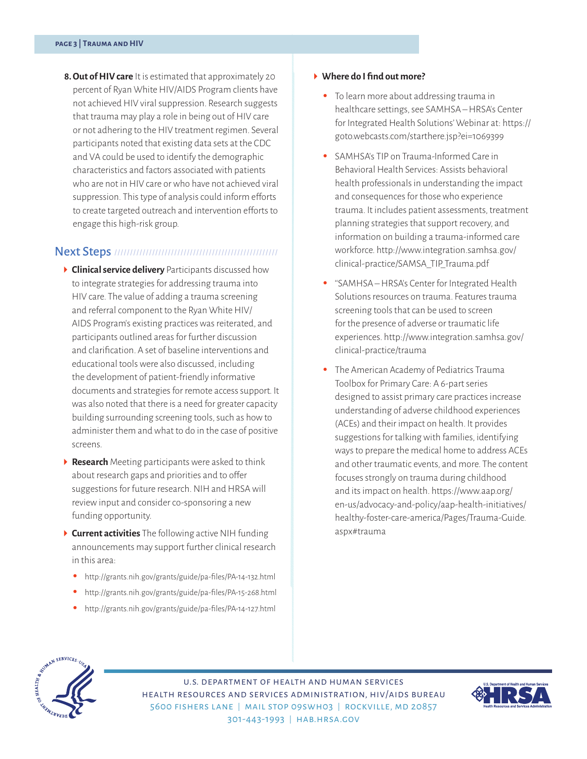8. **Out of HIV care** It is estimated that approximately 20 percent of Ryan White HIV/AIDS Program clients have not achieved HIV viral suppression. Research suggests that trauma may play a role in being out of HIV care or not adhering to the HIV treatment regimen. Several participants noted that existing data sets at the CDC and VA could be used to identify the demographic characteristics and factors associated with patients who are not in HIV care or who have not achieved viral suppression. This type of analysis could inform efforts to create targeted outreach and intervention efforts to engage this high-risk group.

## Next Steps

- **Clinical service delivery** Participants discussed how to integrate strategies for addressing trauma into HIV care. The value of adding a trauma screening and referral component to the Ryan White HIV/AIDS Program's existing practices was reiterated, and participants outlined areas for further discussion and clarification. A set of baseline interventions and educational tools were also discussed, including the development of patient-friendly informative documents and strategies for remote access support. It was also noted that there is a need for greater capacity building surrounding screening tools, such as how to administer them and what to do in the case of positive screens.
- **Research** Meeting participants were asked to think about research gaps and priorities and to offer suggestions for future research. NIH and HRSA will review input and consider co-sponsoring a new funding opportunity.
- **Current activities** The following active NIH funding announcements may support further clinical research in this area:
  - http://grants.nih.gov/grants/guide/pa-files/PA-14-132.html
  - http://grants.nih.gov/grants/guide/pa-files/PA-15-268.html
  - http://grants.nih.gov/grants/guide/pa-files/PA-14-127.html

### Where do I find out more?

- To learn more about addressing trauma in healthcare settings, see SAMHSA – HRSA's Center for Integrated Health Solutions' Webinar at: https://goto.webcasts.com/starthere.jsp?ei=1069399
- SAMHSA's TIP on Trauma-Informed Care in Behavioral Health Services: Assists behavioral health professionals in understanding the impact and consequences for those who experience trauma. It includes patient assessments, treatment planning strategies that support recovery, and information on building a trauma-informed care workforce. http://www.integration.samhsa.gov/clinical-practice/SAMSA_TIP_Trauma.pdf
- "SAMHSA – HRSA's Center for Integrated Health Solutions resources on trauma. Features trauma screening tools that can be used to screen for the presence of adverse or traumatic life experiences. http://www.integration.samhsa.gov/clinical-practice/trauma
- The American Academy of Pediatrics Trauma Toolbox for Primary Care: A 6-part series designed to assist primary care practices increase understanding of adverse childhood experiences (ACEs) and their impact on health. It provides suggestions for talking with families, identifying ways to prepare the medical home to address ACEs and other traumatic events, and more. The content focuses strongly on trauma during childhood and its impact on health. https://www.aap.org/en-us/advocacy-and-policy/aap-health-initiatives/healthy-foster-care-america/Pages/Trauma-Guide.aspx#trauma

U.S. DEPARTMENT OF HEALTH AND HUMAN SERVICES
HEALTH RESOURCES AND SERVICES ADMINISTRATION, HIV/AIDS BUREAU
5600 FISHERS LANE | MAIL STOP 09SWH03 | ROCKVILLE, MD 20857
301-443-1993 | HAB.HRSA.GOV